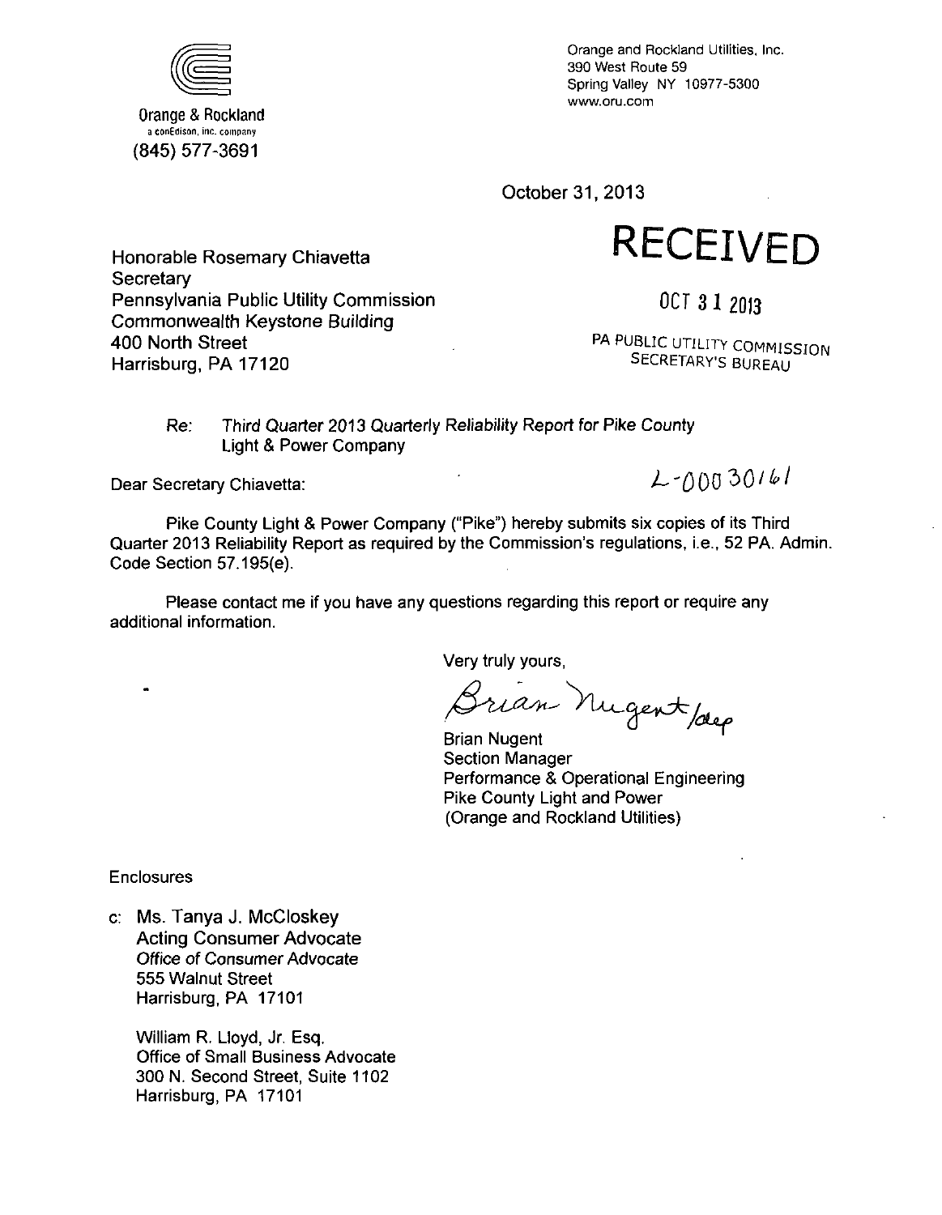Orange & Rockland
a conEdison, inc. company
(845) 577-3691

Orange and Rockland Utilities, Inc.
390 West Route 59
Spring Valley NY 10977-5300
www.oru.com

October 31, 2013

RECEIVED

OCT 31 2013

PA PUBLIC UTILITY COMMISSION
SECRETARY'S BUREAU

Honorable Rosemary Chiavetta
Secretary
Pennsylvania Public Utility Commission
Commonwealth Keystone Building
400 North Street
Harrisburg, PA 17120

Re: *Third Quarter 2013 Quarterly Reliability Report for Pike County Light & Power Company*

L-00030161

Dear Secretary Chiavetta:

Pike County Light & Power Company ("Pike") hereby submits six copies of its Third Quarter 2013 Reliability Report as required by the Commission's regulations, i.e., 52 PA. Admin. Code Section 57.195(e).

Please contact me if you have any questions regarding this report or require any additional information.

Very truly yours,

Brian Nugent /dep

Brian Nugent
Section Manager
Performance & Operational Engineering
Pike County Light and Power
(Orange and Rockland Utilities)

Enclosures

c: Ms. Tanya J. McCloskey
Acting Consumer Advocate
*Office of Consumer Advocate*
555 Walnut Street
Harrisburg, PA 17101

William R. Lloyd, Jr. Esq.
Office of Small Business Advocate
300 N. Second Street, Suite 1102
Harrisburg, PA 17101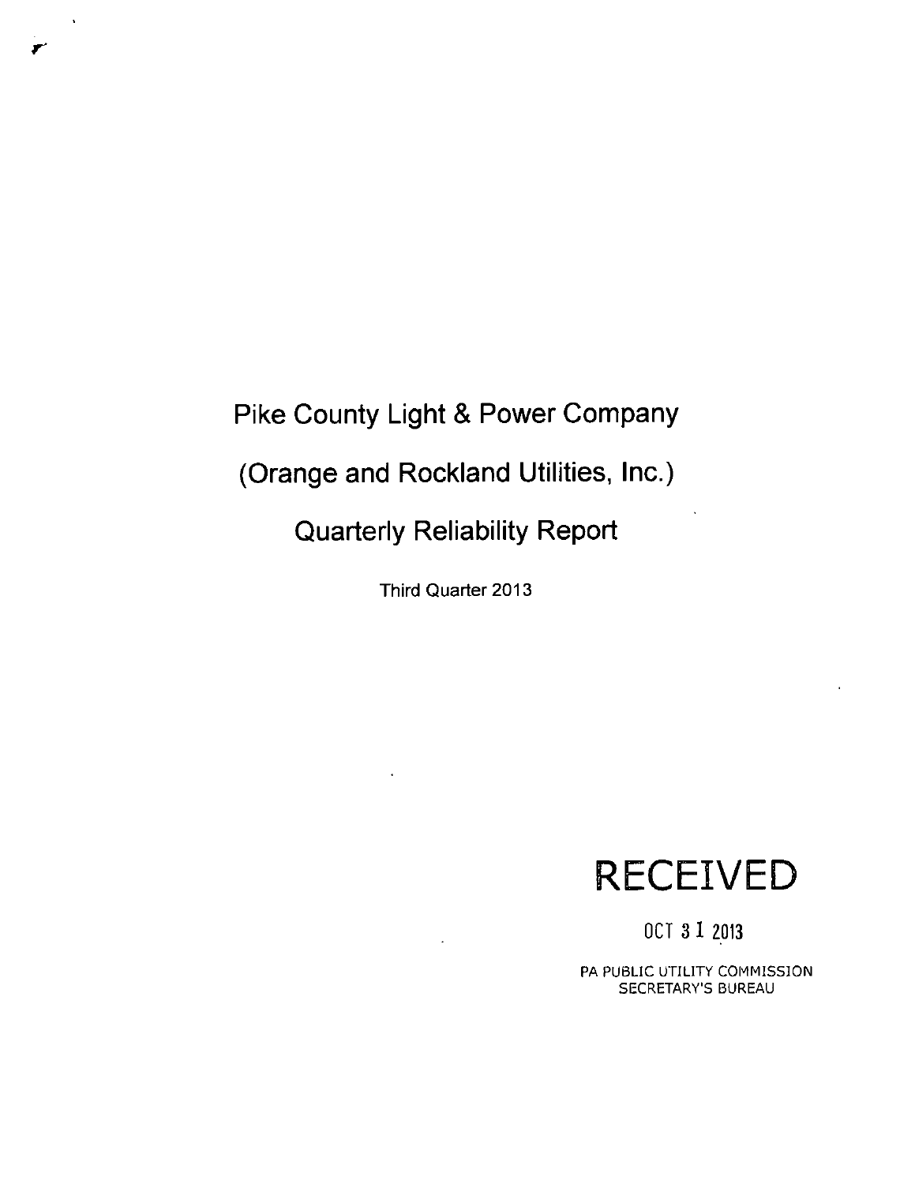# Pike County Light & Power Company

# (Orange and Rockland Utilities, Inc.)

# Quarterly Reliability Report

Third Quarter 2013

RECEIVED

OCT 31 2013

PA PUBLIC UTILITY COMMISSION
SECRETARY'S BUREAU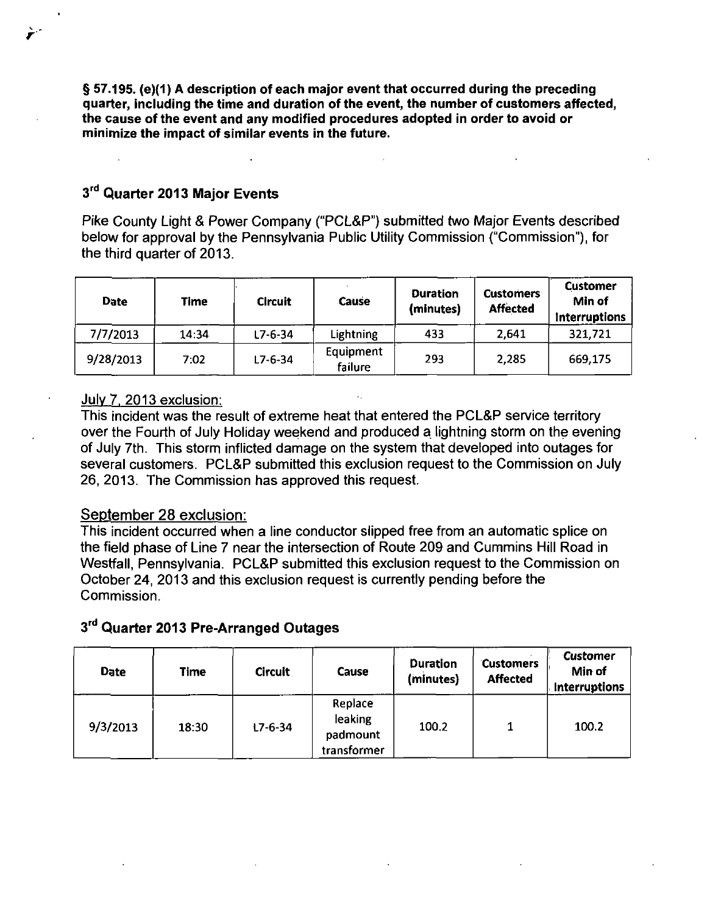**§ 57.195. (e)(1) A description of each major event that occurred during the preceding quarter, including the time and duration of the event, the number of customers affected, the cause of the event and any modified procedures adopted in order to avoid or minimize the impact of similar events in the future.**

## 3rd Quarter 2013 Major Events

Pike County Light & Power Company ("PCL&P") submitted two Major Events described below for approval by the Pennsylvania Public Utility Commission ("Commission"), for the third quarter of 2013.

| Date | Time | Circuit | Cause | Duration (minutes) | Customers Affected | Customer Min of Interruptions |
|---|---|---|---|---|---|---|
| 7/7/2013 | 14:34 | L7-6-34 | Lightning | 433 | 2,641 | 321,721 |
| 9/28/2013 | 7:02 | L7-6-34 | Equipment failure | 293 | 2,285 | 669,175 |

July 7, 2013 exclusion:

This incident was the result of extreme heat that entered the PCL&P service territory over the Fourth of July Holiday weekend and produced a lightning storm on the evening of July 7th. This storm inflicted damage on the system that developed into outages for several customers. PCL&P submitted this exclusion request to the Commission on July 26, 2013. The Commission has approved this request.

September 28 exclusion:

This incident occurred when a line conductor slipped free from an automatic splice on the field phase of Line 7 near the intersection of Route 209 and Cummins Hill Road in Westfall, Pennsylvania. PCL&P submitted this exclusion request to the Commission on October 24, 2013 and this exclusion request is currently pending before the Commission.

## 3rd Quarter 2013 Pre-Arranged Outages

| Date | Time | Circuit | Cause | Duration (minutes) | Customers Affected | Customer Min of Interruptions |
|---|---|---|---|---|---|---|
| 9/3/2013 | 18:30 | L7-6-34 | Replace leaking padmount transformer | 100.2 | 1 | 100.2 |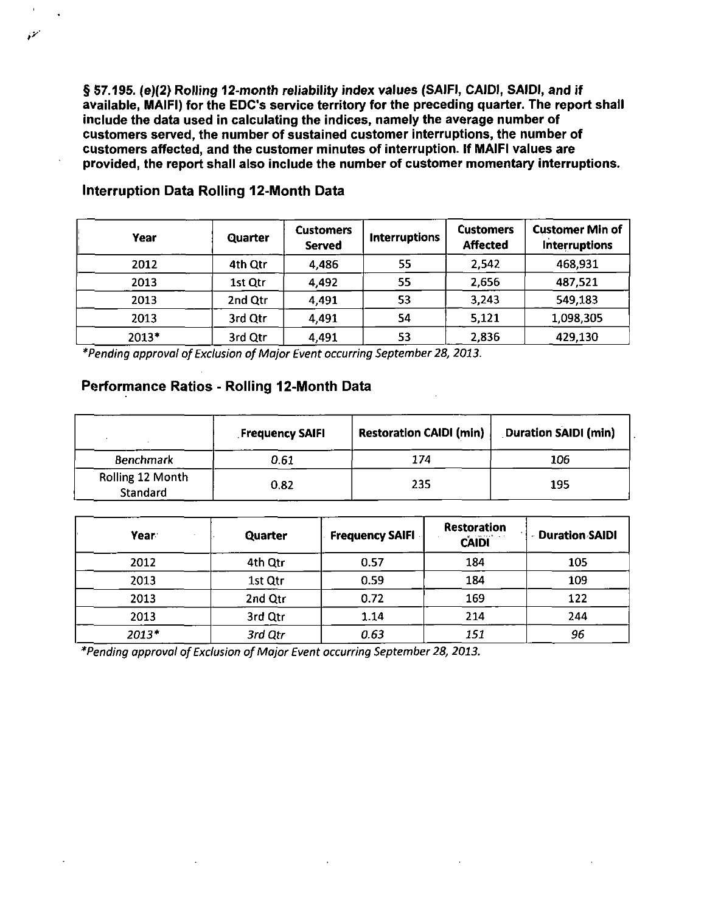**§ 57.195. (e)(2) Rolling 12-month reliability index values (SAIFI, CAIDI, SAIDI, and if available, MAIFI) for the EDC's service territory for the preceding quarter. The report shall include the data used in calculating the indices, namely the average number of customers served, the number of sustained customer interruptions, the number of customers affected, and the customer minutes of interruption. If MAIFI values are provided, the report shall also include the number of customer momentary interruptions.**

## Interruption Data Rolling 12-Month Data

| Year | Quarter | Customers Served | Interruptions | Customers Affected | Customer Min of Interruptions |
|---|---|---|---|---|---|
| 2012 | 4th Qtr | 4,486 | 55 | 2,542 | 468,931 |
| 2013 | 1st Qtr | 4,492 | 55 | 2,656 | 487,521 |
| 2013 | 2nd Qtr | 4,491 | 53 | 3,243 | 549,183 |
| 2013 | 3rd Qtr | 4,491 | 54 | 5,121 | 1,098,305 |
| 2013* | 3rd Qtr | 4,491 | 53 | 2,836 | 429,130 |

*\*Pending approval of Exclusion of Major Event occurring September 28, 2013.*

## Performance Ratios - Rolling 12-Month Data

| | Frequency SAIFI | Restoration CAIDI (min) | Duration SAIDI (min) |
|---|---|---|---|
| *Benchmark* | *0.61* | *174* | *106* |
| Rolling 12 Month Standard | 0.82 | 235 | 195 |

| Year | Quarter | Frequency SAIFI | Restoration CAIDI | Duration SAIDI |
|---|---|---|---|---|
| 2012 | 4th Qtr | 0.57 | 184 | 105 |
| 2013 | 1st Qtr | 0.59 | 184 | 109 |
| 2013 | 2nd Qtr | 0.72 | 169 | 122 |
| 2013 | 3rd Qtr | 1.14 | 214 | 244 |
| *2013\** | *3rd Qtr* | *0.63* | *151* | *96* |

*\*Pending approval of Exclusion of Major Event occurring September 28, 2013.*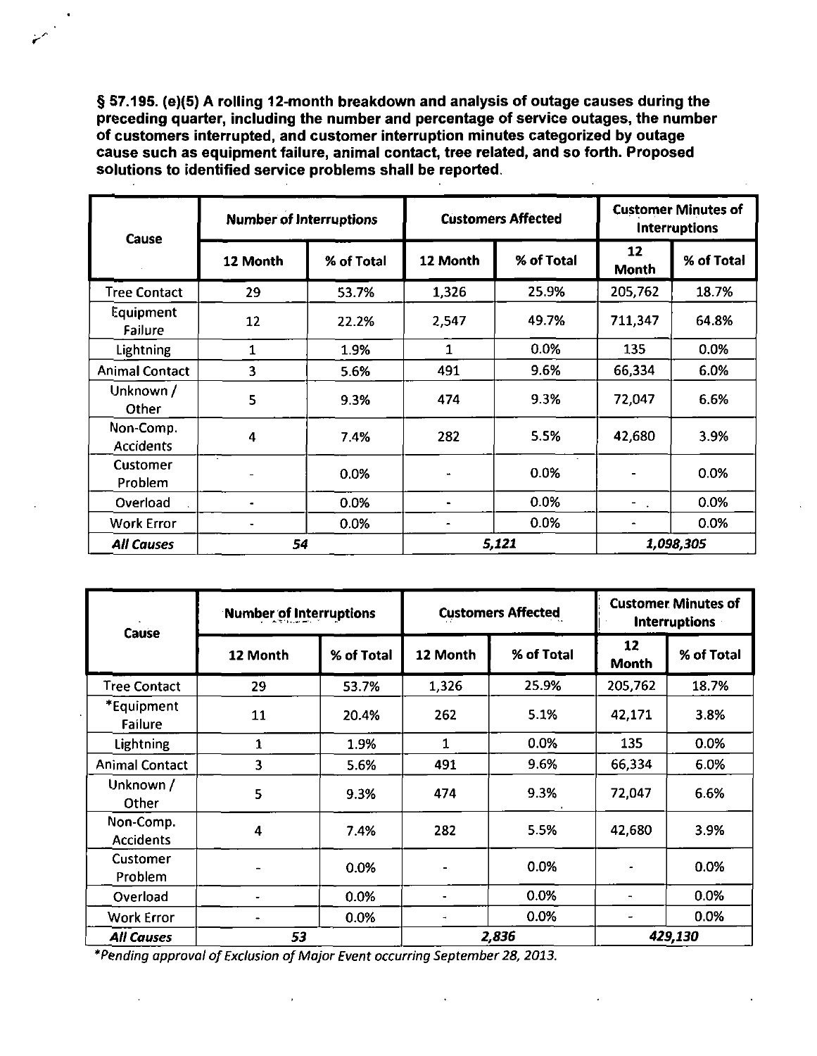**§ 57.195. (e)(5) A rolling 12-month breakdown and analysis of outage causes during the preceding quarter, including the number and percentage of service outages, the number of customers interrupted, and customer interruption minutes categorized by outage cause such as equipment failure, animal contact, tree related, and so forth. Proposed solutions to identified service problems shall be reported.**

| Cause | Number of Interruptions | | Customers Affected | | Customer Minutes of Interruptions | |
|---|---|---|---|---|---|---|
| | 12 Month | % of Total | 12 Month | % of Total | 12 Month | % of Total |
| Tree Contact | 29 | 53.7% | 1,326 | 25.9% | 205,762 | 18.7% |
| Equipment Failure | 12 | 22.2% | 2,547 | 49.7% | 711,347 | 64.8% |
| Lightning | 1 | 1.9% | 1 | 0.0% | 135 | 0.0% |
| Animal Contact | 3 | 5.6% | 491 | 9.6% | 66,334 | 6.0% |
| Unknown / Other | 5 | 9.3% | 474 | 9.3% | 72,047 | 6.6% |
| Non-Comp. Accidents | 4 | 7.4% | 282 | 5.5% | 42,680 | 3.9% |
| Customer Problem | - | 0.0% | - | 0.0% | - | 0.0% |
| Overload | - | 0.0% | - | 0.0% | - | 0.0% |
| Work Error | - | 0.0% | - | 0.0% | - | 0.0% |
| ***All Causes*** | ***54*** | | ***5,121*** | | ***1,098,305*** | |

| Cause | Number of Interruptions | | Customers Affected | | Customer Minutes of Interruptions | |
|---|---|---|---|---|---|---|
| | 12 Month | % of Total | 12 Month | % of Total | 12 Month | % of Total |
| Tree Contact | 29 | 53.7% | 1,326 | 25.9% | 205,762 | 18.7% |
| *Equipment Failure | 11 | 20.4% | 262 | 5.1% | 42,171 | 3.8% |
| Lightning | 1 | 1.9% | 1 | 0.0% | 135 | 0.0% |
| Animal Contact | 3 | 5.6% | 491 | 9.6% | 66,334 | 6.0% |
| Unknown / Other | 5 | 9.3% | 474 | 9.3% | 72,047 | 6.6% |
| Non-Comp. Accidents | 4 | 7.4% | 282 | 5.5% | 42,680 | 3.9% |
| Customer Problem | - | 0.0% | - | 0.0% | - | 0.0% |
| Overload | - | 0.0% | - | 0.0% | - | 0.0% |
| Work Error | - | 0.0% | - | 0.0% | - | 0.0% |
| ***All Causes*** | ***53*** | | ***2,836*** | | ***429,130*** | |

*\*Pending approval of Exclusion of Major Event occurring September 28, 2013.*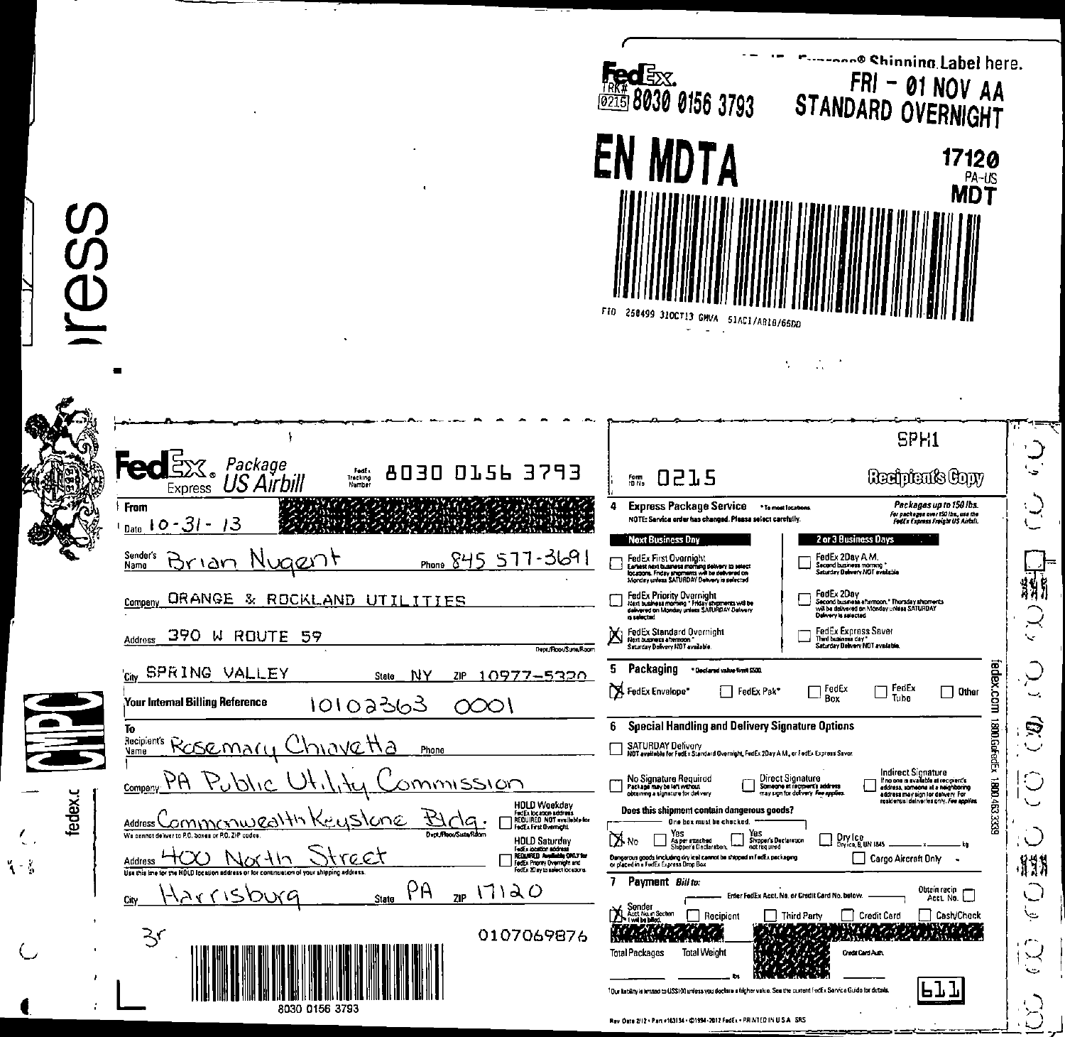FedEx.
TRK# 0215 8030 0156 3793

Express® Shipping Label here.

FRI - 01 NOV AA
STANDARD OVERNIGHT

EN MDTA

17120
PA-US
MDT

FID 250499 31OCT13 GMVA 51AC1/AB10/65DD

---

**FedEx Express Package US Airbill**

FedEx Tracking Number: 8030 0156 3793

Form ID No. 0215

SPH1

**Recipient's Copy**

**1 From**

Date: 10-31-13

Sender's Name: Brian Nugent  Phone: 845 577-3691

Company: ORANGE & ROCKLAND UTILITIES

Address: 390 W ROUTE 59

Dept./Floor/Suite/Room

City: SPRING VALLEY  State: NY  ZIP: 10977-5320

**Your Internal Billing Reference:** 10102363 0001

**To**

Recipient's Name: Rosemary Chiavetta  Phone:

Company: PA Public Utility Commission

Address: Commonwealth Keystone Bldg.

We cannot deliver to P.O. boxes or P.O. ZIP codes. Dept./Floor/Suite/Room

HOLD Weekday — FedEx location address REQUIRED. NOT available for FedEx First Overnight.

Address: 400 North Street

Use this line for the HOLD location address or for continuation of your shipping address.

HOLD Saturday — FedEx location address REQUIRED. Available ONLY for FedEx Priority Overnight and FedEx 2Day to select locations.

City: Harrisburg  State: PA  ZIP: 17120

3r

0107069876

8030 0156 3793

**4 Express Package Service** *To most locations.

NOTE: Service order has changed. Please select carefully.

*Packages up to 150 lbs. For packages over 150 lbs., use the FedEx Express Freight US Airbill.*

**Next Business Day**

- [ ] FedEx First Overnight — Earliest next business morning delivery to select locations. Friday shipments will be delivered on Monday unless SATURDAY Delivery is selected.
- [ ] FedEx Priority Overnight — Next business morning.* Friday shipments will be delivered on Monday unless SATURDAY Delivery is selected.
- [x] FedEx Standard Overnight — Next business afternoon.* Saturday Delivery NOT available.

**2 or 3 Business Days**

- [ ] FedEx 2Day A.M. — Second business morning.* Saturday Delivery NOT available.
- [ ] FedEx 2Day — Second business afternoon.* Thursday shipments will be delivered on Monday unless SATURDAY Delivery is selected.
- [ ] FedEx Express Saver — Third business day.* Saturday Delivery NOT available.

**5 Packaging** *Declared value limit $500.

- [x] FedEx Envelope*
- [ ] FedEx Pak*
- [ ] FedEx Box
- [ ] FedEx Tube
- [ ] Other

**6 Special Handling and Delivery Signature Options**

- [ ] SATURDAY Delivery — NOT available for FedEx Standard Overnight, FedEx 2Day A.M., or FedEx Express Saver.
- [ ] No Signature Required — Package may be left without obtaining a signature for delivery.
- [ ] Direct Signature — Someone at recipient's address may sign for delivery. Fee applies.
- [ ] Indirect Signature — If no one is available at recipient's address, someone at a neighboring address may sign for delivery. For residential deliveries only. Fee applies.

**Does this shipment contain dangerous goods?** One box must be checked.

- [x] No
- [ ] Yes — As per attached Shipper's Declaration.
- [ ] Yes — Shipper's Declaration not required.
- [ ] Dry Ice — Dry Ice, 9, UN 1845 ____ x ____ kg

Dangerous goods (including dry ice) cannot be shipped in FedEx packaging or placed in a FedEx Express Drop Box.

- [ ] Cargo Aircraft Only

**7 Payment** Bill to:

Enter FedEx Acct. No. or Credit Card No. below.

- [x] Sender — Acct. No. in Section 1 will be billed.
- [ ] Recipient
- [ ] Third Party
- [ ] Credit Card
- [ ] Cash/Check

Obtain recip. Acct. No. [ ]

Total Packages  Total Weight ____ lbs  Credit Card Auth.

[1] Our liability is limited to US$100 unless you declare a higher value. See the current FedEx Service Guide for details.

611

Rev. Date 2/12 • Part #163134 • ©1994-2012 FedEx • PRINTED IN U.S.A. SRS

fedex.com 1.800.GoFedEx 1.800.463.3339